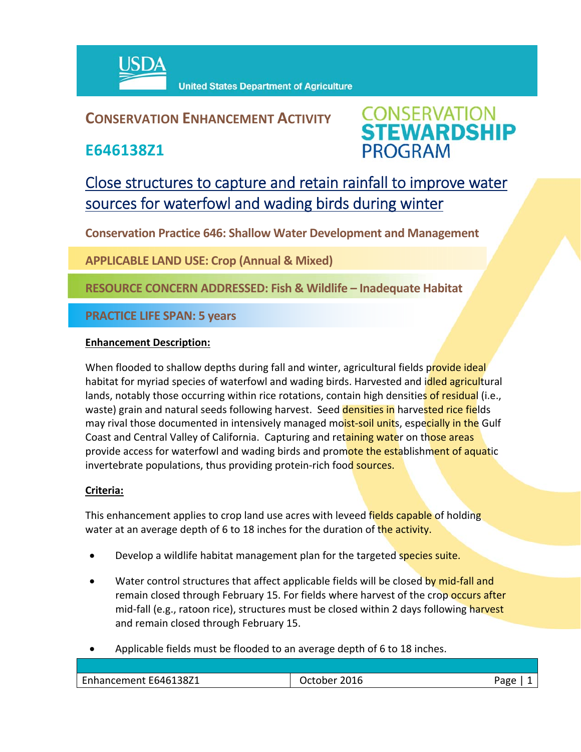United States Department of Agriculture

# CONSERVATION ENHANCEMENT ACTIVITY

## E646138Z1

CONSERVATION STEWARDSHIP PROGRAM

## Close structures to capture and retain rainfall to improve water sources for waterfowl and wading birds during winter

**Conservation Practice 646: Shallow Water Development and Management**

**APPLICABLE LAND USE: Crop (Annual & Mixed)**

**RESOURCE CONCERN ADDRESSED: Fish & Wildlife – Inadequate Habitat**

**PRACTICE LIFE SPAN: 5 years**

**Enhancement Description:**

When flooded to shallow depths during fall and winter, agricultural fields provide ideal habitat for myriad species of waterfowl and wading birds. Harvested and idled agricultural lands, notably those occurring within rice rotations, contain high densities of residual (i.e., waste) grain and natural seeds following harvest. Seed densities in harvested rice fields may rival those documented in intensively managed moist-soil units, especially in the Gulf Coast and Central Valley of California. Capturing and retaining water on those areas provide access for waterfowl and wading birds and promote the establishment of aquatic invertebrate populations, thus providing protein-rich food sources.

**Criteria:**

This enhancement applies to crop land use acres with leveed fields capable of holding water at an average depth of 6 to 18 inches for the duration of the activity.

- Develop a wildlife habitat management plan for the targeted species suite.
- Water control structures that affect applicable fields will be closed by mid-fall and remain closed through February 15. For fields where harvest of the crop occurs after mid-fall (e.g., ratoon rice), structures must be closed within 2 days following harvest and remain closed through February 15.
- Applicable fields must be flooded to an average depth of 6 to 18 inches.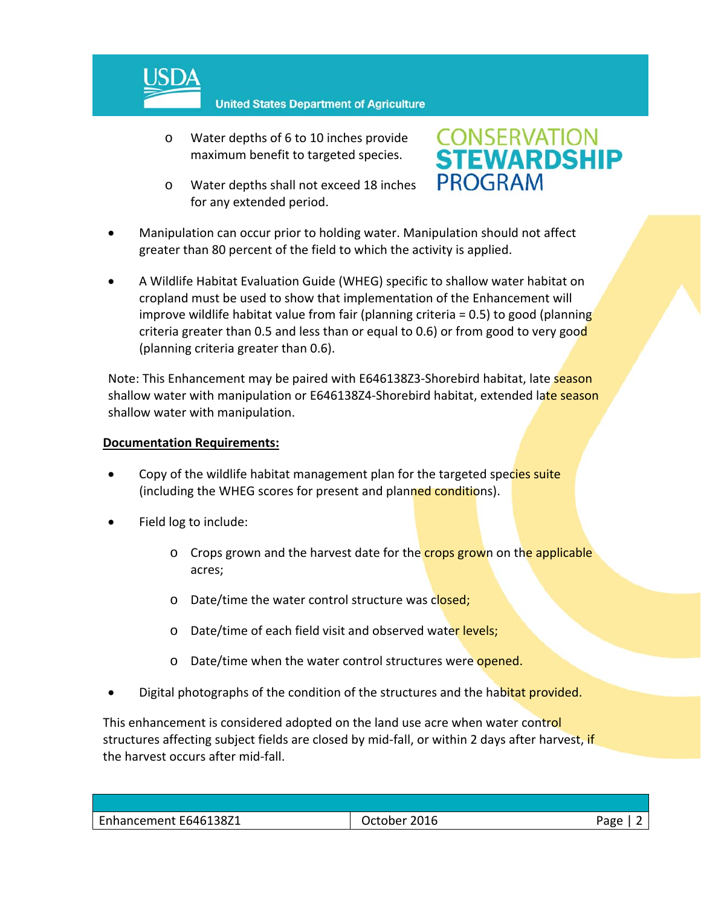- Water depths of 6 to 10 inches provide maximum benefit to targeted species.
- Water depths shall not exceed 18 inches for any extended period.

- Manipulation can occur prior to holding water. Manipulation should not affect greater than 80 percent of the field to which the activity is applied.

- A Wildlife Habitat Evaluation Guide (WHEG) specific to shallow water habitat on cropland must be used to show that implementation of the Enhancement will improve wildlife habitat value from fair (planning criteria = 0.5) to good (planning criteria greater than 0.5 and less than or equal to 0.6) or from good to very good (planning criteria greater than 0.6).

Note: This Enhancement may be paired with E646138Z3-Shorebird habitat, late season shallow water with manipulation or E646138Z4-Shorebird habitat, extended late season shallow water with manipulation.

**Documentation Requirements:**

- Copy of the wildlife habitat management plan for the targeted species suite (including the WHEG scores for present and planned conditions).

- Field log to include:
  - Crops grown and the harvest date for the crops grown on the applicable acres;
  - Date/time the water control structure was closed;
  - Date/time of each field visit and observed water levels;
  - Date/time when the water control structures were opened.

- Digital photographs of the condition of the structures and the habitat provided.

This enhancement is considered adopted on the land use acre when water control structures affecting subject fields are closed by mid-fall, or within 2 days after harvest, if the harvest occurs after mid-fall.